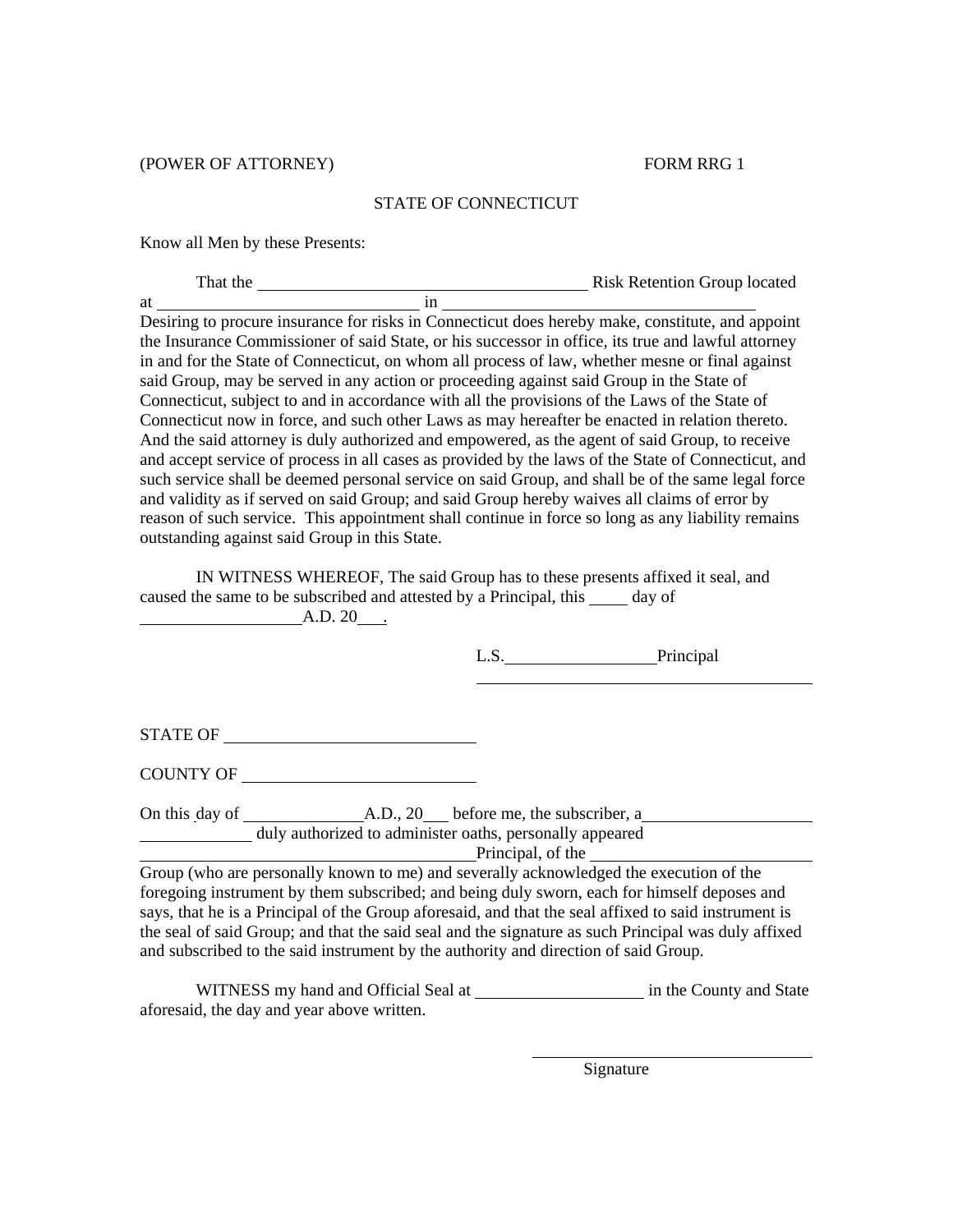(POWER OF ATTORNEY) FORM RRG 1

STATE OF CONNECTICUT

Know all Men by these Presents:

That the ______________________________ Risk Retention Group located at ________________________ in ______________________________ Desiring to procure insurance for risks in Connecticut does hereby make, constitute, and appoint the Insurance Commissioner of said State, or his successor in office, its true and lawful attorney in and for the State of Connecticut, on whom all process of law, whether mesne or final against said Group, may be served in any action or proceeding against said Group in the State of Connecticut, subject to and in accordance with all the provisions of the Laws of the State of Connecticut now in force, and such other Laws as may hereafter be enacted in relation thereto. And the said attorney is duly authorized and empowered, as the agent of said Group, to receive and accept service of process in all cases as provided by the laws of the State of Connecticut, and such service shall be deemed personal service on said Group, and shall be of the same legal force and validity as if served on said Group; and said Group hereby waives all claims of error by reason of such service. This appointment shall continue in force so long as any liability remains outstanding against said Group in this State.

IN WITNESS WHEREOF, The said Group has to these presents affixed it seal, and caused the same to be subscribed and attested by a Principal, this ____ day of ________________ A.D. 20___.

L.S.________________ Principal

______________________________

STATE OF ________________________

COUNTY OF ______________________

On this day of ______________ A.D., 20___ before me, the subscriber, a ________________ ____________ duly authorized to administer oaths, personally appeared ______________________________ Principal, of the ______________________ Group (who are personally known to me) and severally acknowledged the execution of the foregoing instrument by them subscribed; and being duly sworn, each for himself deposes and says, that he is a Principal of the Group aforesaid, and that the seal affixed to said instrument is the seal of said Group; and that the said seal and the signature as such Principal was duly affixed and subscribed to the said instrument by the authority and direction of said Group.

WITNESS my hand and Official Seal at ________________ in the County and State aforesaid, the day and year above written.

______________________________

Signature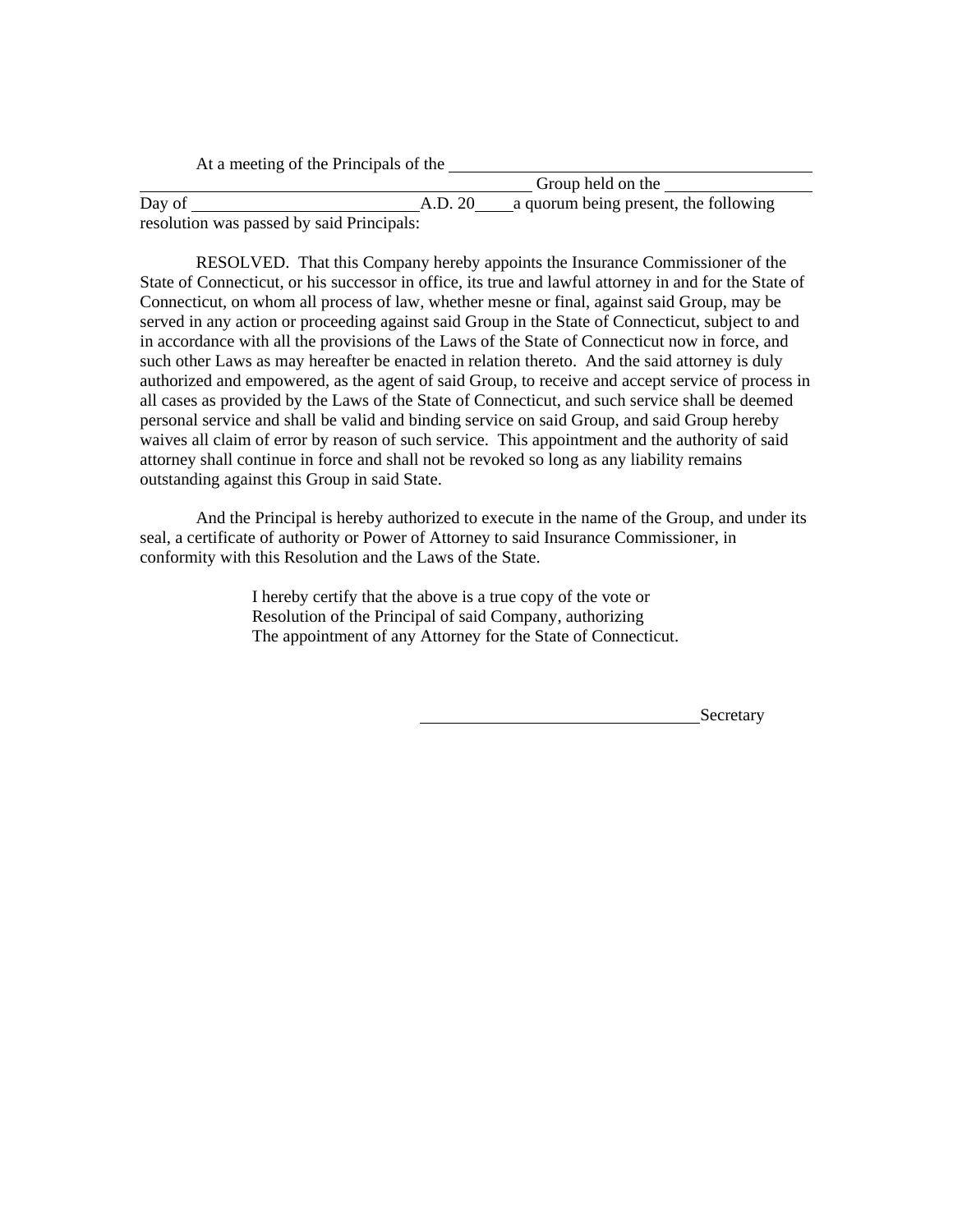At a meeting of the Principals of the ______________________________________________ ______________________________________________ Group held on the ________________ Day of __________________________A.D. 20____a quorum being present, the following resolution was passed by said Principals:

RESOLVED. That this Company hereby appoints the Insurance Commissioner of the State of Connecticut, or his successor in office, its true and lawful attorney in and for the State of Connecticut, on whom all process of law, whether mesne or final, against said Group, may be served in any action or proceeding against said Group in the State of Connecticut, subject to and in accordance with all the provisions of the Laws of the State of Connecticut now in force, and such other Laws as may hereafter be enacted in relation thereto. And the said attorney is duly authorized and empowered, as the agent of said Group, to receive and accept service of process in all cases as provided by the Laws of the State of Connecticut, and such service shall be deemed personal service and shall be valid and binding service on said Group, and said Group hereby waives all claim of error by reason of such service. This appointment and the authority of said attorney shall continue in force and shall not be revoked so long as any liability remains outstanding against this Group in said State.

And the Principal is hereby authorized to execute in the name of the Group, and under its seal, a certificate of authority or Power of Attorney to said Insurance Commissioner, in conformity with this Resolution and the Laws of the State.

I hereby certify that the above is a true copy of the vote or Resolution of the Principal of said Company, authorizing The appointment of any Attorney for the State of Connecticut.

________________________________Secretary